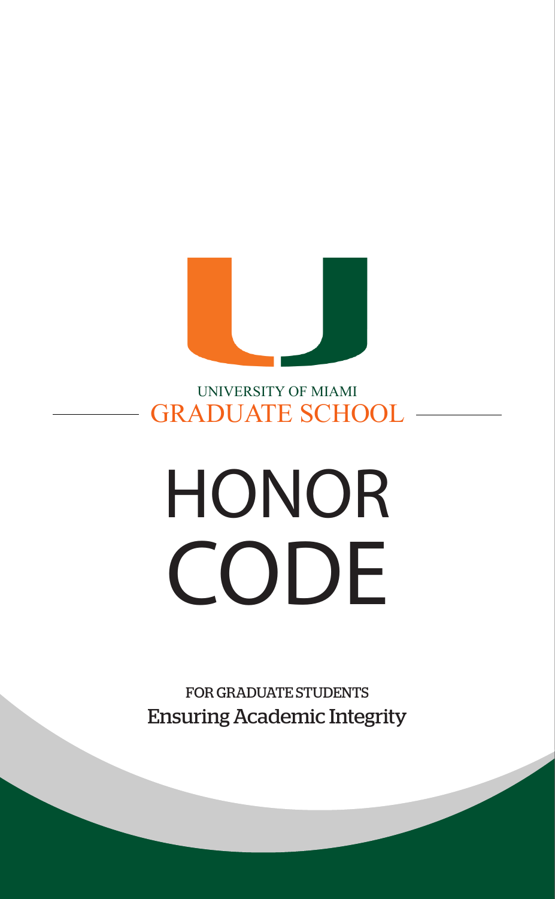UNIVERSITY OF MIAMI

GRADUATE SCHOOL

# HONOR CODE

FOR GRADUATE STUDENTS

Ensuring Academic Integrity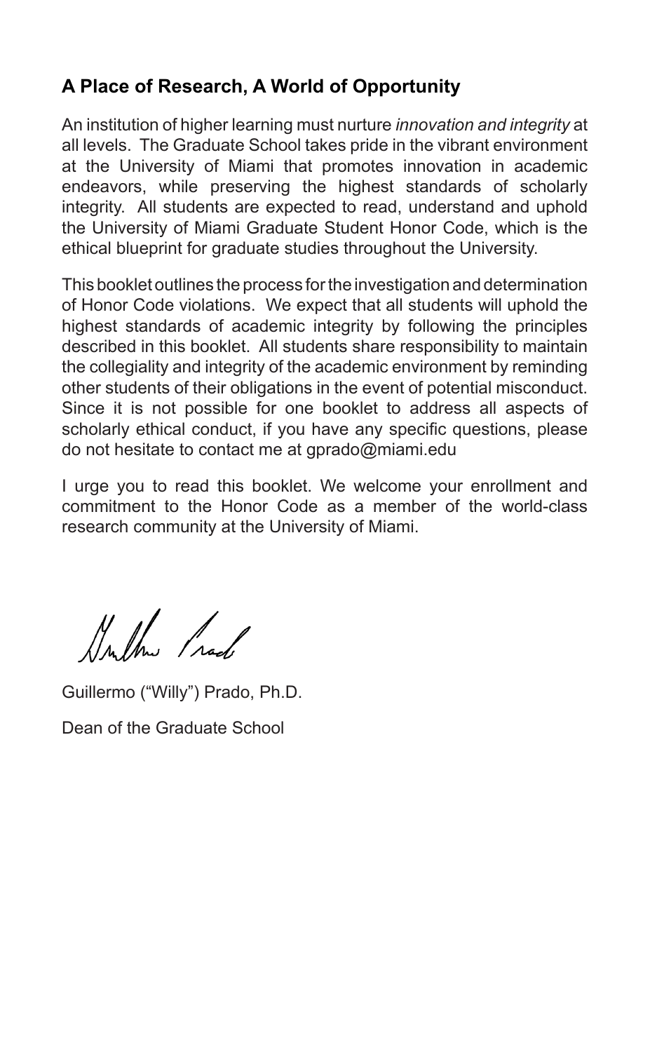## A Place of Research, A World of Opportunity

An institution of higher learning must nurture *innovation and integrity* at all levels. The Graduate School takes pride in the vibrant environment at the University of Miami that promotes innovation in academic endeavors, while preserving the highest standards of scholarly integrity. All students are expected to read, understand and uphold the University of Miami Graduate Student Honor Code, which is the ethical blueprint for graduate studies throughout the University.

This booklet outlines the process for the investigation and determination of Honor Code violations. We expect that all students will uphold the highest standards of academic integrity by following the principles described in this booklet. All students share responsibility to maintain the collegiality and integrity of the academic environment by reminding other students of their obligations in the event of potential misconduct. Since it is not possible for one booklet to address all aspects of scholarly ethical conduct, if you have any specific questions, please do not hesitate to contact me at gprado@miami.edu

I urge you to read this booklet. We welcome your enrollment and commitment to the Honor Code as a member of the world-class research community at the University of Miami.

Guillermo ("Willy") Prado, Ph.D.

Dean of the Graduate School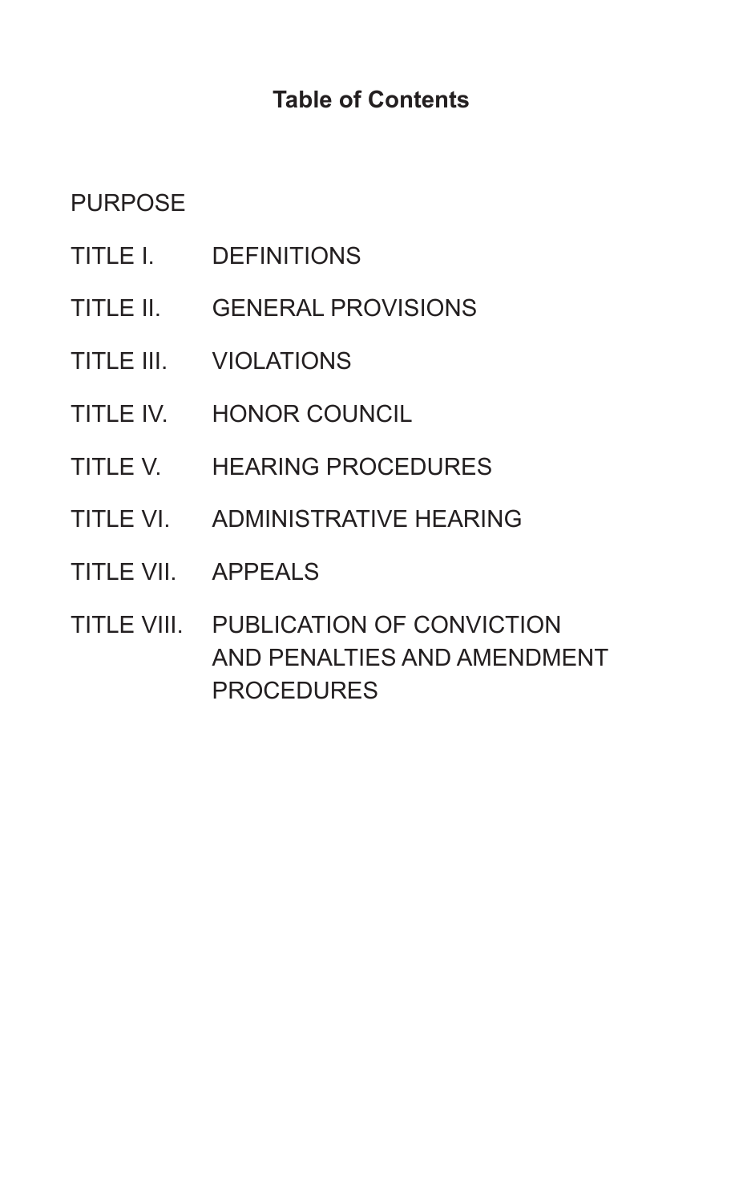## Table of Contents

PURPOSE

TITLE I. DEFINITIONS

TITLE II. GENERAL PROVISIONS

TITLE III. VIOLATIONS

TITLE IV. HONOR COUNCIL

TITLE V. HEARING PROCEDURES

TITLE VI. ADMINISTRATIVE HEARING

TITLE VII. APPEALS

TITLE VIII. PUBLICATION OF CONVICTION AND PENALTIES AND AMENDMENT PROCEDURES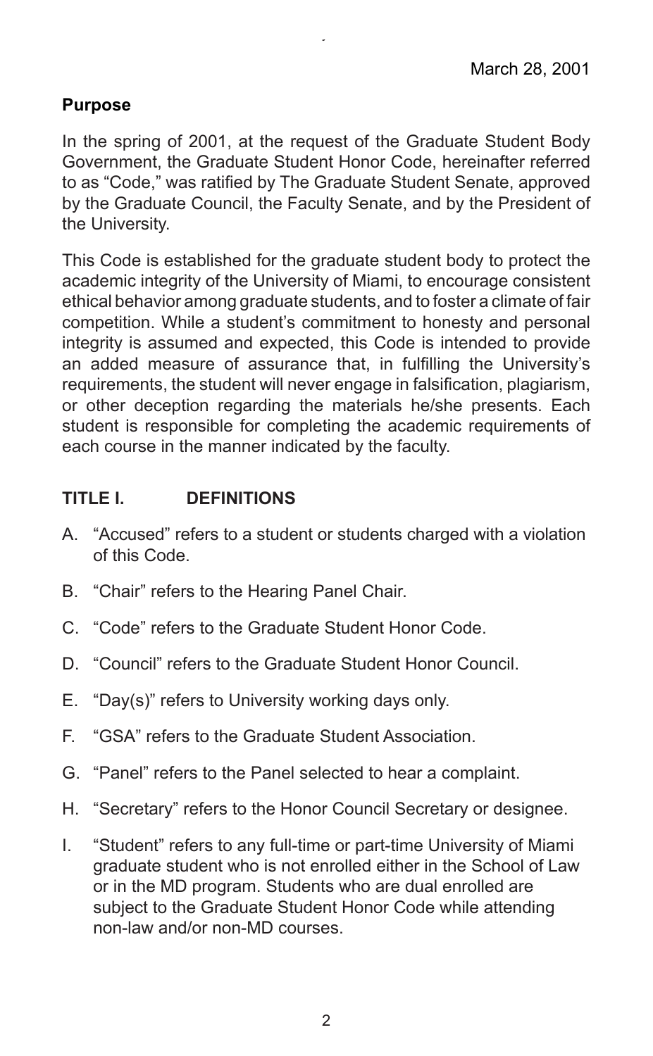March 28, 2001

## Purpose

In the spring of 2001, at the request of the Graduate Student Body Government, the Graduate Student Honor Code, hereinafter referred to as "Code," was ratified by The Graduate Student Senate, approved by the Graduate Council, the Faculty Senate, and by the President of the University.

This Code is established for the graduate student body to protect the academic integrity of the University of Miami, to encourage consistent ethical behavior among graduate students, and to foster a climate of fair competition. While a student's commitment to honesty and personal integrity is assumed and expected, this Code is intended to provide an added measure of assurance that, in fulfilling the University's requirements, the student will never engage in falsification, plagiarism, or other deception regarding the materials he/she presents. Each student is responsible for completing the academic requirements of each course in the manner indicated by the faculty.

## TITLE I. DEFINITIONS

A. "Accused" refers to a student or students charged with a violation of this Code.

B. "Chair" refers to the Hearing Panel Chair.

C. "Code" refers to the Graduate Student Honor Code.

D. "Council" refers to the Graduate Student Honor Council.

E. "Day(s)" refers to University working days only.

F. "GSA" refers to the Graduate Student Association.

G. "Panel" refers to the Panel selected to hear a complaint.

H. "Secretary" refers to the Honor Council Secretary or designee.

I. "Student" refers to any full-time or part-time University of Miami graduate student who is not enrolled either in the School of Law or in the MD program. Students who are dual enrolled are subject to the Graduate Student Honor Code while attending non-law and/or non-MD courses.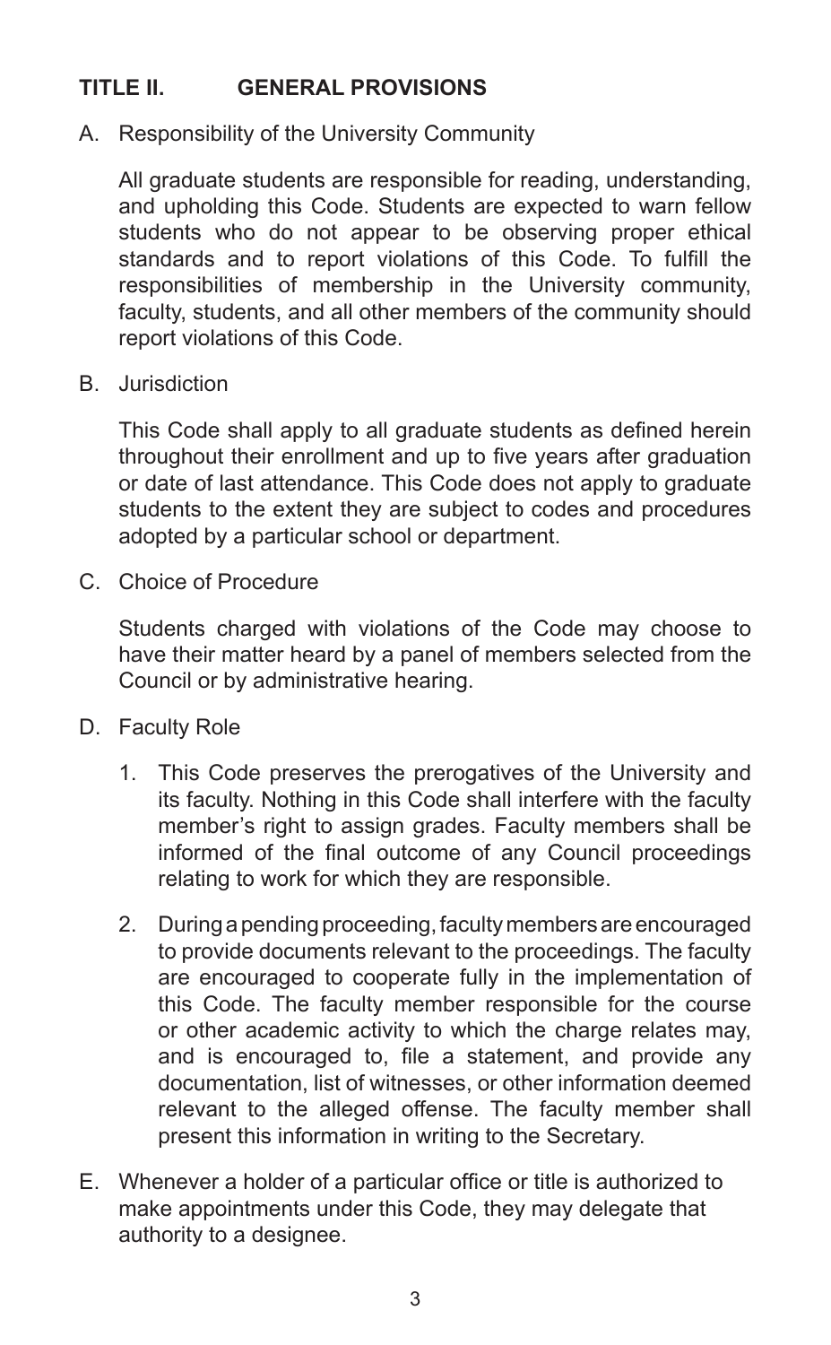## TITLE II. GENERAL PROVISIONS

A. Responsibility of the University Community

All graduate students are responsible for reading, understanding, and upholding this Code. Students are expected to warn fellow students who do not appear to be observing proper ethical standards and to report violations of this Code. To fulfill the responsibilities of membership in the University community, faculty, students, and all other members of the community should report violations of this Code.

B. Jurisdiction

This Code shall apply to all graduate students as defined herein throughout their enrollment and up to five years after graduation or date of last attendance. This Code does not apply to graduate students to the extent they are subject to codes and procedures adopted by a particular school or department.

C. Choice of Procedure

Students charged with violations of the Code may choose to have their matter heard by a panel of members selected from the Council or by administrative hearing.

D. Faculty Role

1. This Code preserves the prerogatives of the University and its faculty. Nothing in this Code shall interfere with the faculty member's right to assign grades. Faculty members shall be informed of the final outcome of any Council proceedings relating to work for which they are responsible.
2. During a pending proceeding, faculty members are encouraged to provide documents relevant to the proceedings. The faculty are encouraged to cooperate fully in the implementation of this Code. The faculty member responsible for the course or other academic activity to which the charge relates may, and is encouraged to, file a statement, and provide any documentation, list of witnesses, or other information deemed relevant to the alleged offense. The faculty member shall present this information in writing to the Secretary.

E. Whenever a holder of a particular office or title is authorized to make appointments under this Code, they may delegate that authority to a designee.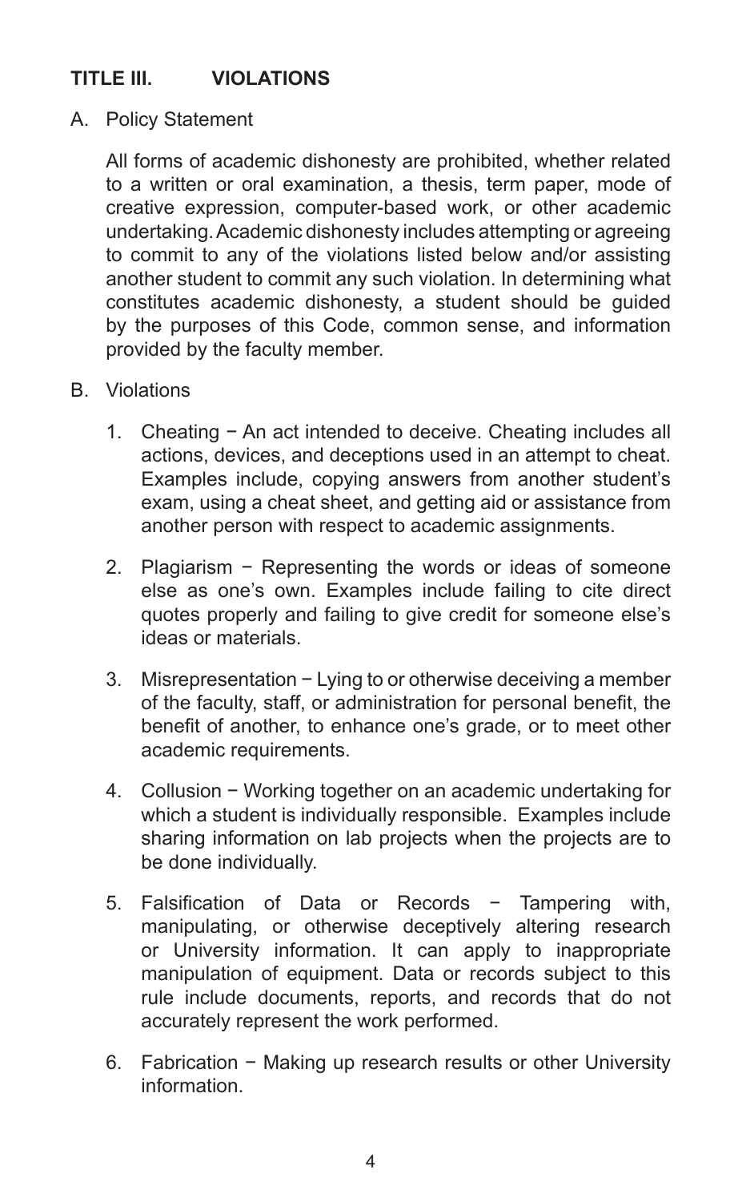## TITLE III. VIOLATIONS

A. Policy Statement

All forms of academic dishonesty are prohibited, whether related to a written or oral examination, a thesis, term paper, mode of creative expression, computer-based work, or other academic undertaking. Academic dishonesty includes attempting or agreeing to commit to any of the violations listed below and/or assisting another student to commit any such violation. In determining what constitutes academic dishonesty, a student should be guided by the purposes of this Code, common sense, and information provided by the faculty member.

B. Violations

1. Cheating − An act intended to deceive. Cheating includes all actions, devices, and deceptions used in an attempt to cheat. Examples include, copying answers from another student's exam, using a cheat sheet, and getting aid or assistance from another person with respect to academic assignments.

2. Plagiarism − Representing the words or ideas of someone else as one's own. Examples include failing to cite direct quotes properly and failing to give credit for someone else's ideas or materials.

3. Misrepresentation − Lying to or otherwise deceiving a member of the faculty, staff, or administration for personal benefit, the benefit of another, to enhance one's grade, or to meet other academic requirements.

4. Collusion − Working together on an academic undertaking for which a student is individually responsible. Examples include sharing information on lab projects when the projects are to be done individually.

5. Falsification of Data or Records − Tampering with, manipulating, or otherwise deceptively altering research or University information. It can apply to inappropriate manipulation of equipment. Data or records subject to this rule include documents, reports, and records that do not accurately represent the work performed.

6. Fabrication − Making up research results or other University information.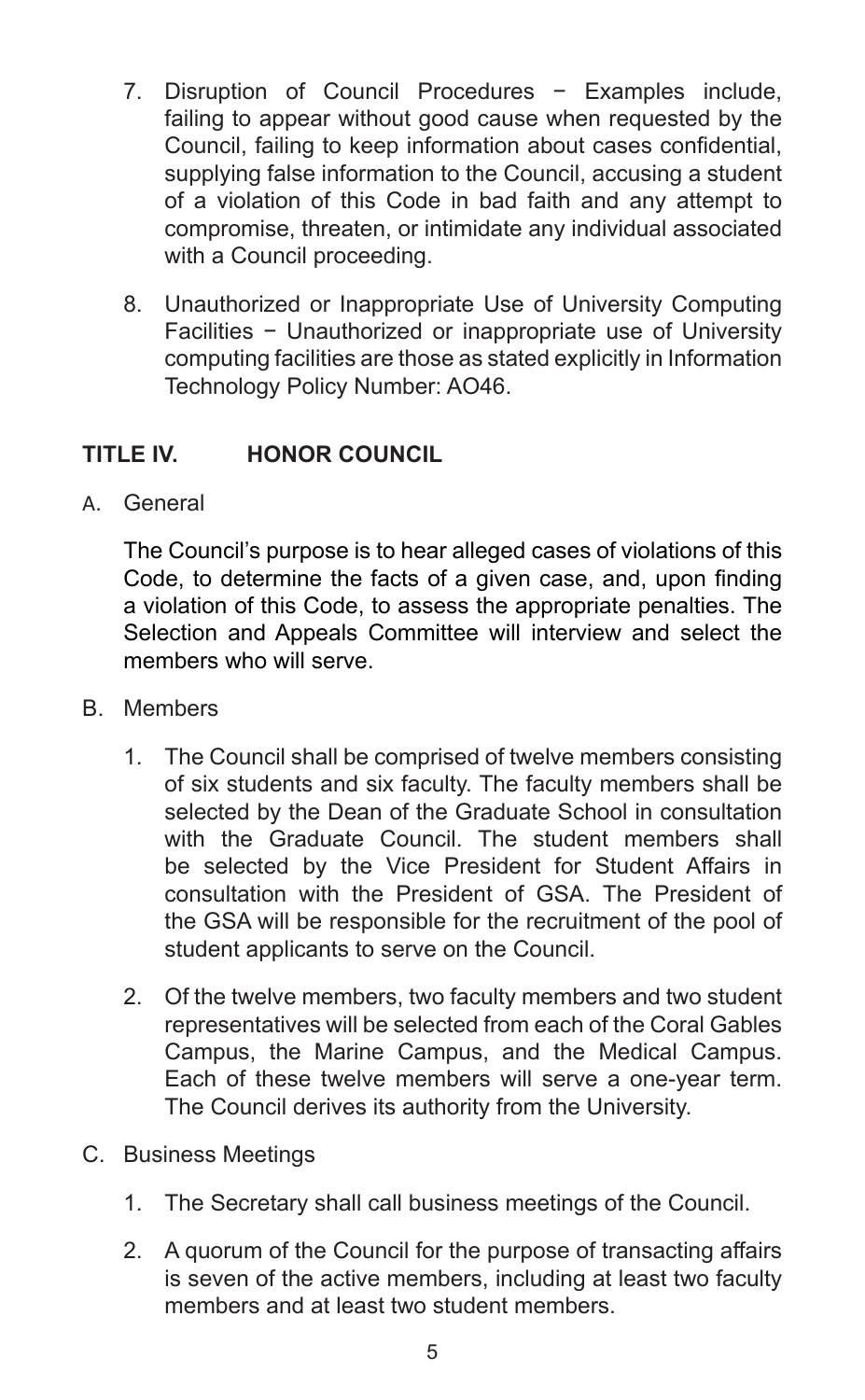7. Disruption of Council Procedures − Examples include, failing to appear without good cause when requested by the Council, failing to keep information about cases confidential, supplying false information to the Council, accusing a student of a violation of this Code in bad faith and any attempt to compromise, threaten, or intimidate any individual associated with a Council proceeding.

8. Unauthorized or Inappropriate Use of University Computing Facilities − Unauthorized or inappropriate use of University computing facilities are those as stated explicitly in Information Technology Policy Number: AO46.

## TITLE IV. HONOR COUNCIL

A. General

The Council's purpose is to hear alleged cases of violations of this Code, to determine the facts of a given case, and, upon finding a violation of this Code, to assess the appropriate penalties. The Selection and Appeals Committee will interview and select the members who will serve.

B. Members

1. The Council shall be comprised of twelve members consisting of six students and six faculty. The faculty members shall be selected by the Dean of the Graduate School in consultation with the Graduate Council. The student members shall be selected by the Vice President for Student Affairs in consultation with the President of GSA. The President of the GSA will be responsible for the recruitment of the pool of student applicants to serve on the Council.

2. Of the twelve members, two faculty members and two student representatives will be selected from each of the Coral Gables Campus, the Marine Campus, and the Medical Campus. Each of these twelve members will serve a one-year term. The Council derives its authority from the University.

C. Business Meetings

1. The Secretary shall call business meetings of the Council.

2. A quorum of the Council for the purpose of transacting affairs is seven of the active members, including at least two faculty members and at least two student members.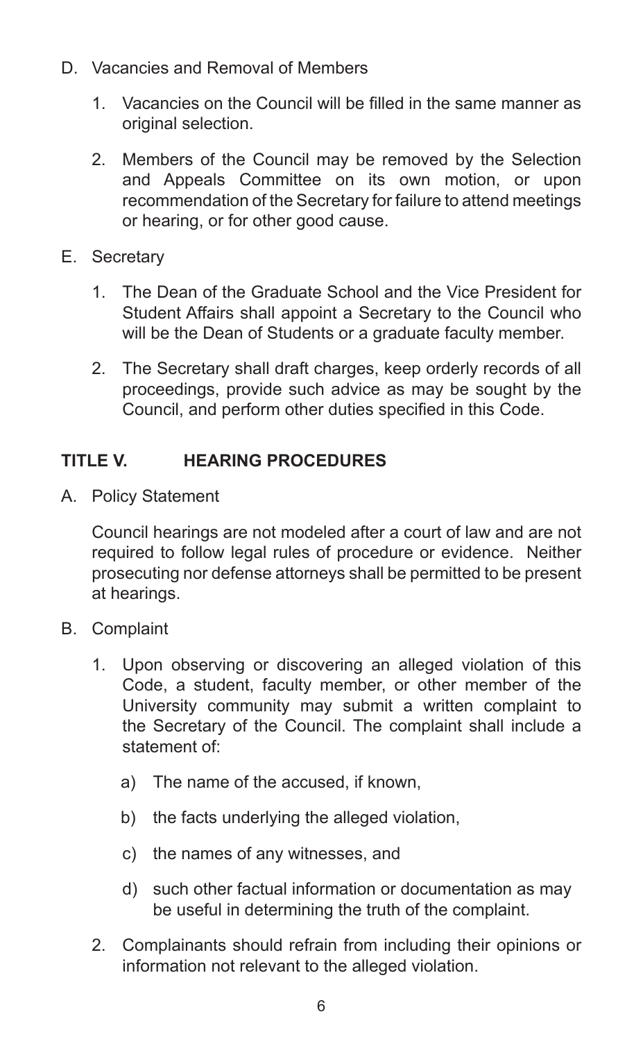D. Vacancies and Removal of Members

   1. Vacancies on the Council will be filled in the same manner as original selection.

   2. Members of the Council may be removed by the Selection and Appeals Committee on its own motion, or upon recommendation of the Secretary for failure to attend meetings or hearing, or for other good cause.

E. Secretary

   1. The Dean of the Graduate School and the Vice President for Student Affairs shall appoint a Secretary to the Council who will be the Dean of Students or a graduate faculty member.

   2. The Secretary shall draft charges, keep orderly records of all proceedings, provide such advice as may be sought by the Council, and perform other duties specified in this Code.

## TITLE V. HEARING PROCEDURES

A. Policy Statement

   Council hearings are not modeled after a court of law and are not required to follow legal rules of procedure or evidence. Neither prosecuting nor defense attorneys shall be permitted to be present at hearings.

B. Complaint

   1. Upon observing or discovering an alleged violation of this Code, a student, faculty member, or other member of the University community may submit a written complaint to the Secretary of the Council. The complaint shall include a statement of:

      a) The name of the accused, if known,

      b) the facts underlying the alleged violation,

      c) the names of any witnesses, and

      d) such other factual information or documentation as may be useful in determining the truth of the complaint.

   2. Complainants should refrain from including their opinions or information not relevant to the alleged violation.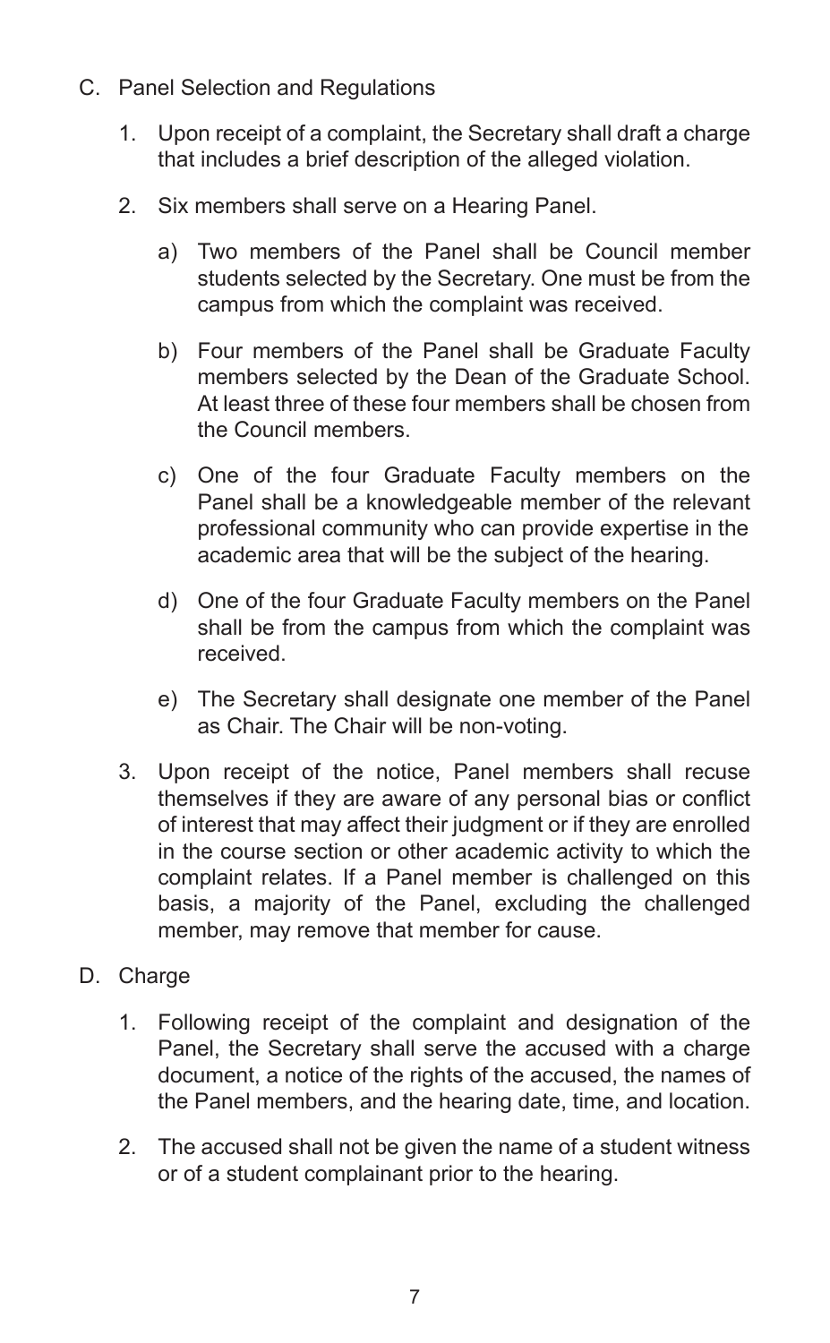C. Panel Selection and Regulations

  1. Upon receipt of a complaint, the Secretary shall draft a charge that includes a brief description of the alleged violation.

  2. Six members shall serve on a Hearing Panel.

     a) Two members of the Panel shall be Council member students selected by the Secretary. One must be from the campus from which the complaint was received.

     b) Four members of the Panel shall be Graduate Faculty members selected by the Dean of the Graduate School. At least three of these four members shall be chosen from the Council members.

     c) One of the four Graduate Faculty members on the Panel shall be a knowledgeable member of the relevant professional community who can provide expertise in the academic area that will be the subject of the hearing.

     d) One of the four Graduate Faculty members on the Panel shall be from the campus from which the complaint was received.

     e) The Secretary shall designate one member of the Panel as Chair. The Chair will be non-voting.

  3. Upon receipt of the notice, Panel members shall recuse themselves if they are aware of any personal bias or conflict of interest that may affect their judgment or if they are enrolled in the course section or other academic activity to which the complaint relates. If a Panel member is challenged on this basis, a majority of the Panel, excluding the challenged member, may remove that member for cause.

D. Charge

  1. Following receipt of the complaint and designation of the Panel, the Secretary shall serve the accused with a charge document, a notice of the rights of the accused, the names of the Panel members, and the hearing date, time, and location.

  2. The accused shall not be given the name of a student witness or of a student complainant prior to the hearing.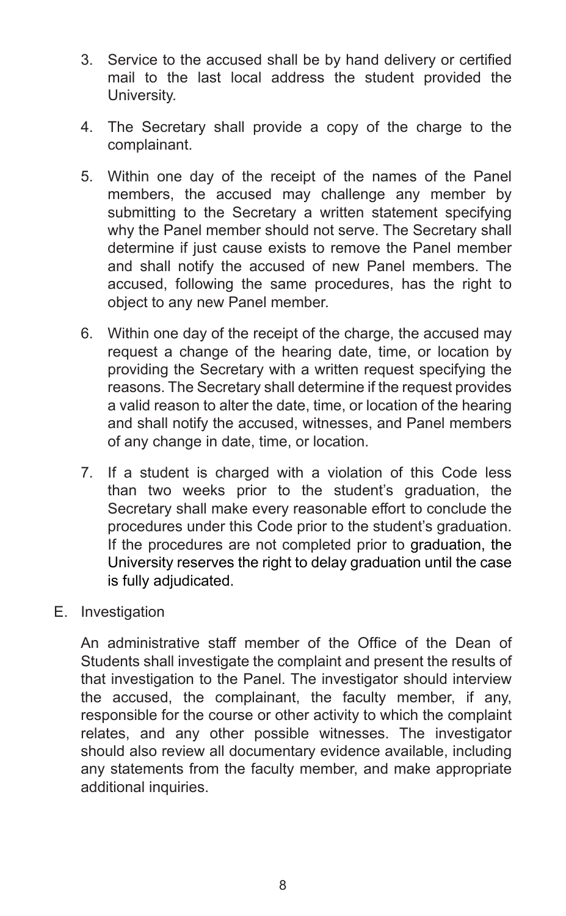3. Service to the accused shall be by hand delivery or certified mail to the last local address the student provided the University.

4. The Secretary shall provide a copy of the charge to the complainant.

5. Within one day of the receipt of the names of the Panel members, the accused may challenge any member by submitting to the Secretary a written statement specifying why the Panel member should not serve. The Secretary shall determine if just cause exists to remove the Panel member and shall notify the accused of new Panel members. The accused, following the same procedures, has the right to object to any new Panel member.

6. Within one day of the receipt of the charge, the accused may request a change of the hearing date, time, or location by providing the Secretary with a written request specifying the reasons. The Secretary shall determine if the request provides a valid reason to alter the date, time, or location of the hearing and shall notify the accused, witnesses, and Panel members of any change in date, time, or location.

7. If a student is charged with a violation of this Code less than two weeks prior to the student's graduation, the Secretary shall make every reasonable effort to conclude the procedures under this Code prior to the student's graduation. If the procedures are not completed prior to graduation, the University reserves the right to delay graduation until the case is fully adjudicated.

E. Investigation

An administrative staff member of the Office of the Dean of Students shall investigate the complaint and present the results of that investigation to the Panel. The investigator should interview the accused, the complainant, the faculty member, if any, responsible for the course or other activity to which the complaint relates, and any other possible witnesses. The investigator should also review all documentary evidence available, including any statements from the faculty member, and make appropriate additional inquiries.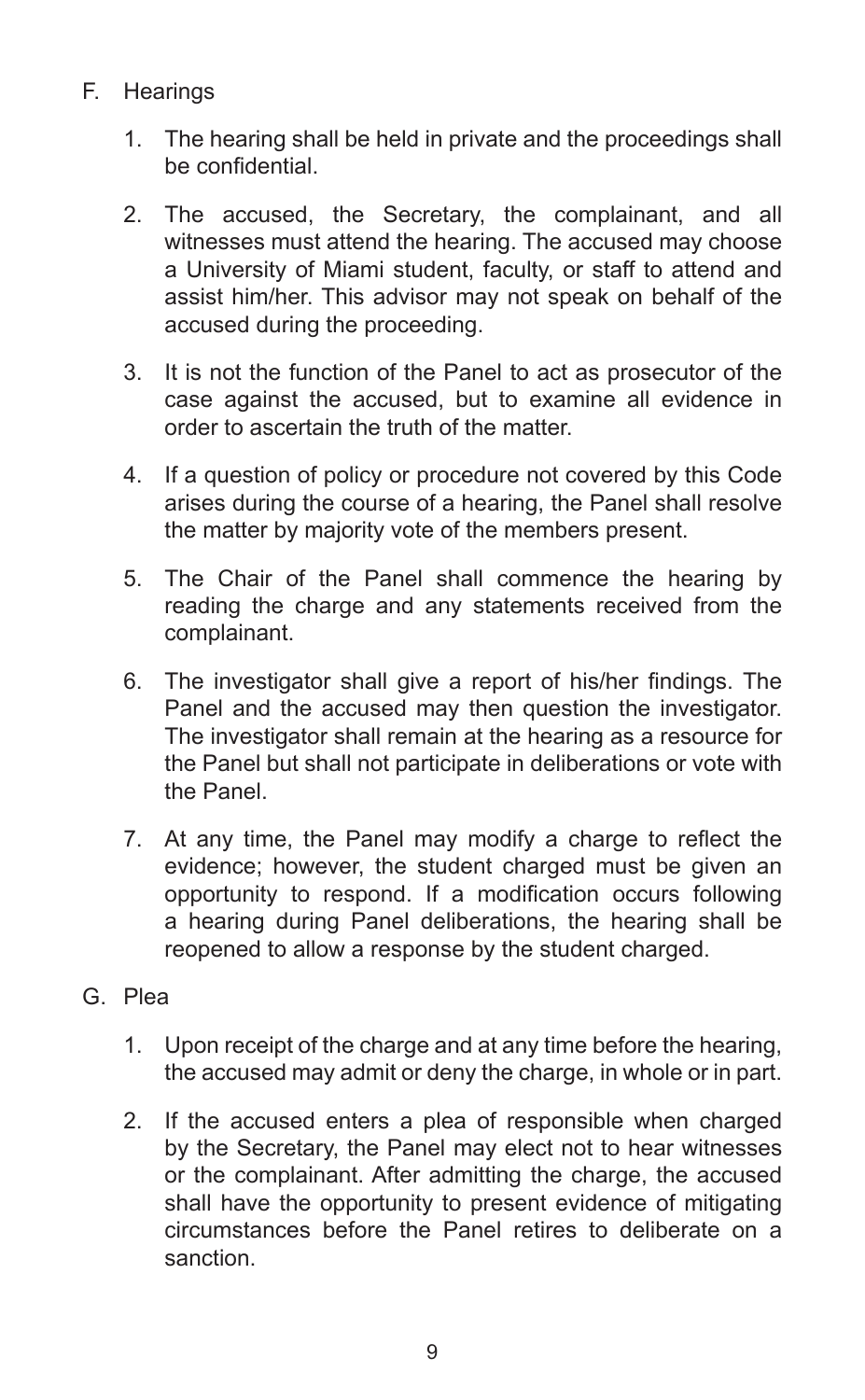F. Hearings

1. The hearing shall be held in private and the proceedings shall be confidential.

2. The accused, the Secretary, the complainant, and all witnesses must attend the hearing. The accused may choose a University of Miami student, faculty, or staff to attend and assist him/her. This advisor may not speak on behalf of the accused during the proceeding.

3. It is not the function of the Panel to act as prosecutor of the case against the accused, but to examine all evidence in order to ascertain the truth of the matter.

4. If a question of policy or procedure not covered by this Code arises during the course of a hearing, the Panel shall resolve the matter by majority vote of the members present.

5. The Chair of the Panel shall commence the hearing by reading the charge and any statements received from the complainant.

6. The investigator shall give a report of his/her findings. The Panel and the accused may then question the investigator. The investigator shall remain at the hearing as a resource for the Panel but shall not participate in deliberations or vote with the Panel.

7. At any time, the Panel may modify a charge to reflect the evidence; however, the student charged must be given an opportunity to respond. If a modification occurs following a hearing during Panel deliberations, the hearing shall be reopened to allow a response by the student charged.

G. Plea

1. Upon receipt of the charge and at any time before the hearing, the accused may admit or deny the charge, in whole or in part.

2. If the accused enters a plea of responsible when charged by the Secretary, the Panel may elect not to hear witnesses or the complainant. After admitting the charge, the accused shall have the opportunity to present evidence of mitigating circumstances before the Panel retires to deliberate on a sanction.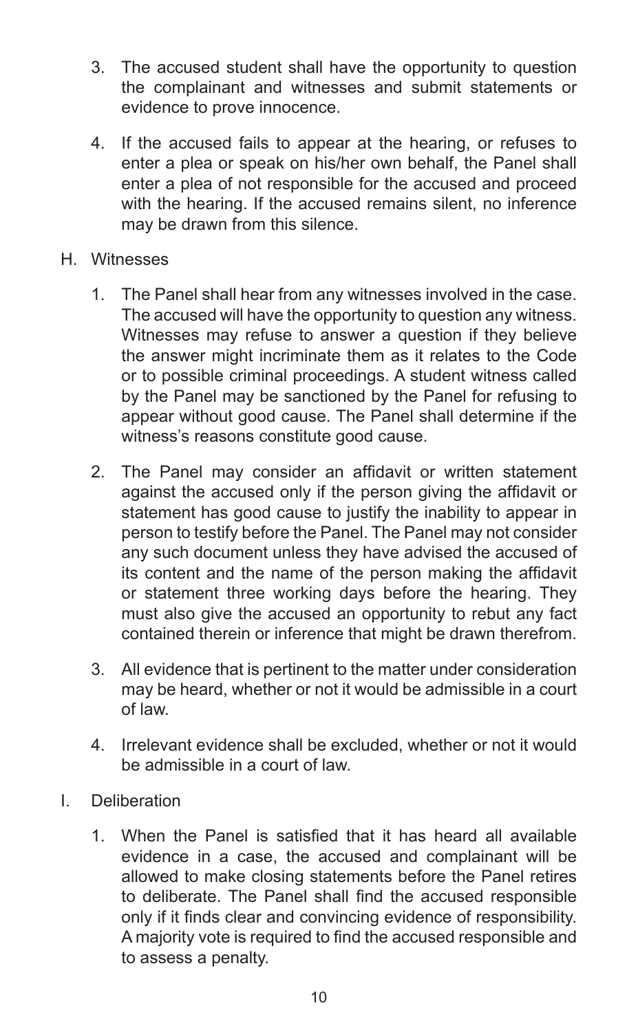3. The accused student shall have the opportunity to question the complainant and witnesses and submit statements or evidence to prove innocence.

4. If the accused fails to appear at the hearing, or refuses to enter a plea or speak on his/her own behalf, the Panel shall enter a plea of not responsible for the accused and proceed with the hearing. If the accused remains silent, no inference may be drawn from this silence.

H. Witnesses

1. The Panel shall hear from any witnesses involved in the case. The accused will have the opportunity to question any witness. Witnesses may refuse to answer a question if they believe the answer might incriminate them as it relates to the Code or to possible criminal proceedings. A student witness called by the Panel may be sanctioned by the Panel for refusing to appear without good cause. The Panel shall determine if the witness's reasons constitute good cause.

2. The Panel may consider an affidavit or written statement against the accused only if the person giving the affidavit or statement has good cause to justify the inability to appear in person to testify before the Panel. The Panel may not consider any such document unless they have advised the accused of its content and the name of the person making the affidavit or statement three working days before the hearing. They must also give the accused an opportunity to rebut any fact contained therein or inference that might be drawn therefrom.

3. All evidence that is pertinent to the matter under consideration may be heard, whether or not it would be admissible in a court of law.

4. Irrelevant evidence shall be excluded, whether or not it would be admissible in a court of law.

I. Deliberation

1. When the Panel is satisfied that it has heard all available evidence in a case, the accused and complainant will be allowed to make closing statements before the Panel retires to deliberate. The Panel shall find the accused responsible only if it finds clear and convincing evidence of responsibility. A majority vote is required to find the accused responsible and to assess a penalty.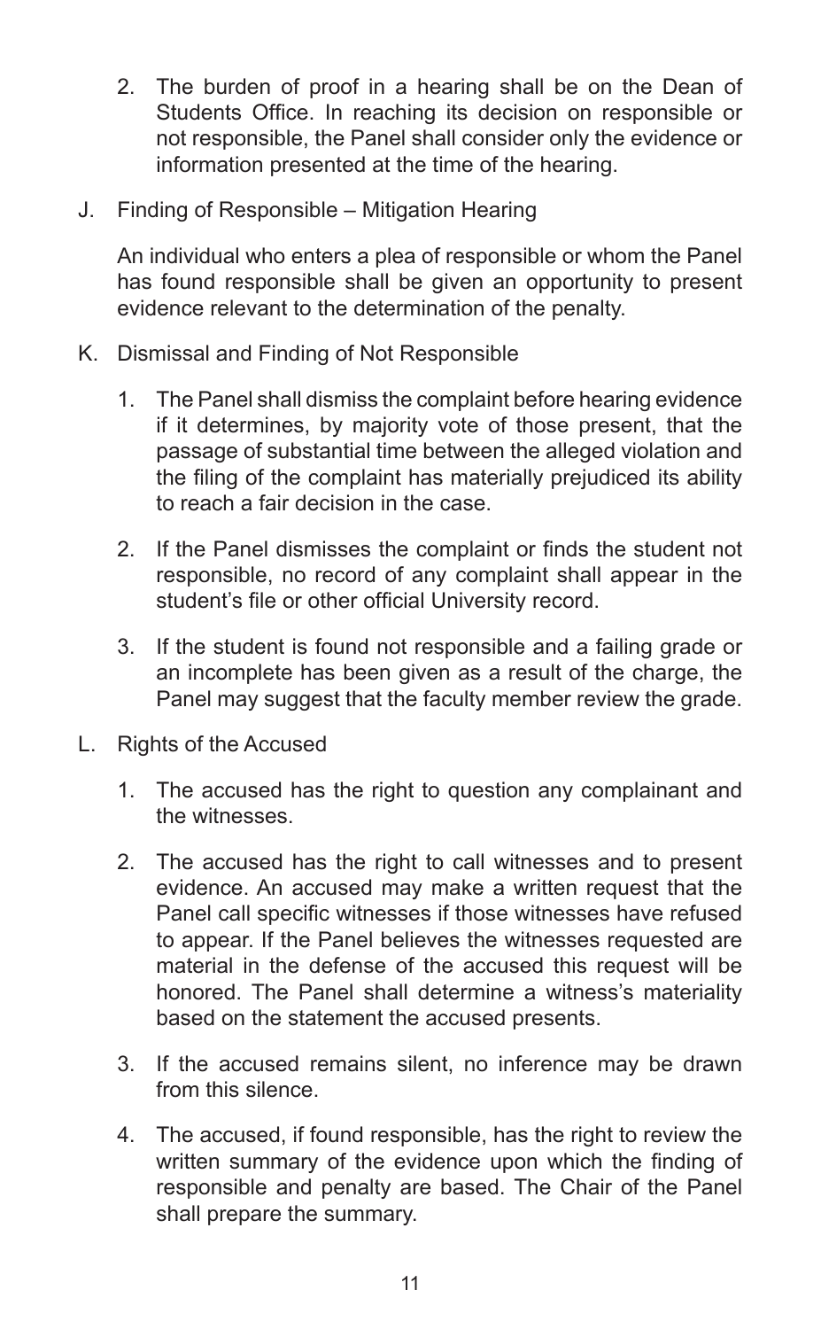2. The burden of proof in a hearing shall be on the Dean of Students Office. In reaching its decision on responsible or not responsible, the Panel shall consider only the evidence or information presented at the time of the hearing.

J. Finding of Responsible – Mitigation Hearing

An individual who enters a plea of responsible or whom the Panel has found responsible shall be given an opportunity to present evidence relevant to the determination of the penalty.

K. Dismissal and Finding of Not Responsible

1. The Panel shall dismiss the complaint before hearing evidence if it determines, by majority vote of those present, that the passage of substantial time between the alleged violation and the filing of the complaint has materially prejudiced its ability to reach a fair decision in the case.

2. If the Panel dismisses the complaint or finds the student not responsible, no record of any complaint shall appear in the student's file or other official University record.

3. If the student is found not responsible and a failing grade or an incomplete has been given as a result of the charge, the Panel may suggest that the faculty member review the grade.

L. Rights of the Accused

1. The accused has the right to question any complainant and the witnesses.

2. The accused has the right to call witnesses and to present evidence. An accused may make a written request that the Panel call specific witnesses if those witnesses have refused to appear. If the Panel believes the witnesses requested are material in the defense of the accused this request will be honored. The Panel shall determine a witness's materiality based on the statement the accused presents.

3. If the accused remains silent, no inference may be drawn from this silence.

4. The accused, if found responsible, has the right to review the written summary of the evidence upon which the finding of responsible and penalty are based. The Chair of the Panel shall prepare the summary.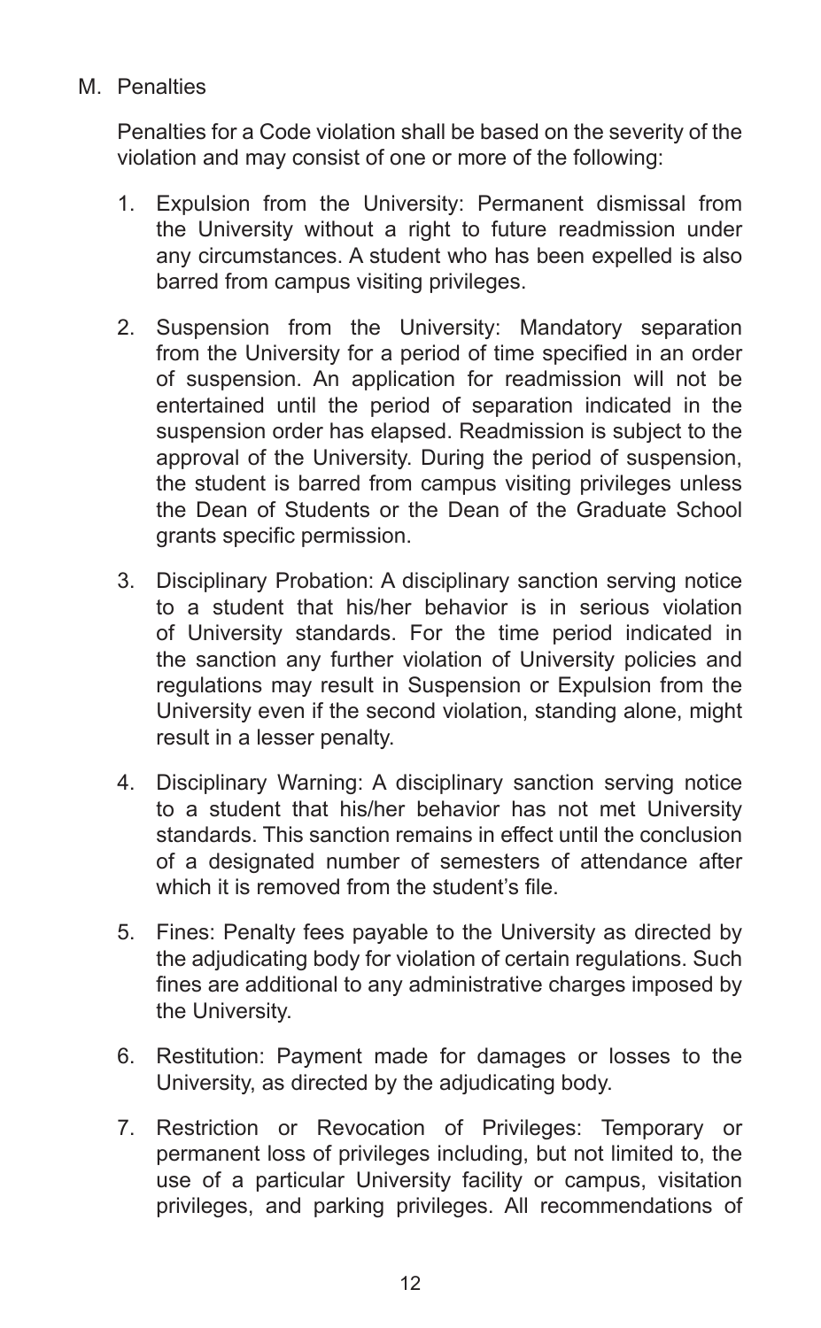M. Penalties

Penalties for a Code violation shall be based on the severity of the violation and may consist of one or more of the following:

1. Expulsion from the University: Permanent dismissal from the University without a right to future readmission under any circumstances. A student who has been expelled is also barred from campus visiting privileges.

2. Suspension from the University: Mandatory separation from the University for a period of time specified in an order of suspension. An application for readmission will not be entertained until the period of separation indicated in the suspension order has elapsed. Readmission is subject to the approval of the University. During the period of suspension, the student is barred from campus visiting privileges unless the Dean of Students or the Dean of the Graduate School grants specific permission.

3. Disciplinary Probation: A disciplinary sanction serving notice to a student that his/her behavior is in serious violation of University standards. For the time period indicated in the sanction any further violation of University policies and regulations may result in Suspension or Expulsion from the University even if the second violation, standing alone, might result in a lesser penalty.

4. Disciplinary Warning: A disciplinary sanction serving notice to a student that his/her behavior has not met University standards. This sanction remains in effect until the conclusion of a designated number of semesters of attendance after which it is removed from the student's file.

5. Fines: Penalty fees payable to the University as directed by the adjudicating body for violation of certain regulations. Such fines are additional to any administrative charges imposed by the University.

6. Restitution: Payment made for damages or losses to the University, as directed by the adjudicating body.

7. Restriction or Revocation of Privileges: Temporary or permanent loss of privileges including, but not limited to, the use of a particular University facility or campus, visitation privileges, and parking privileges. All recommendations of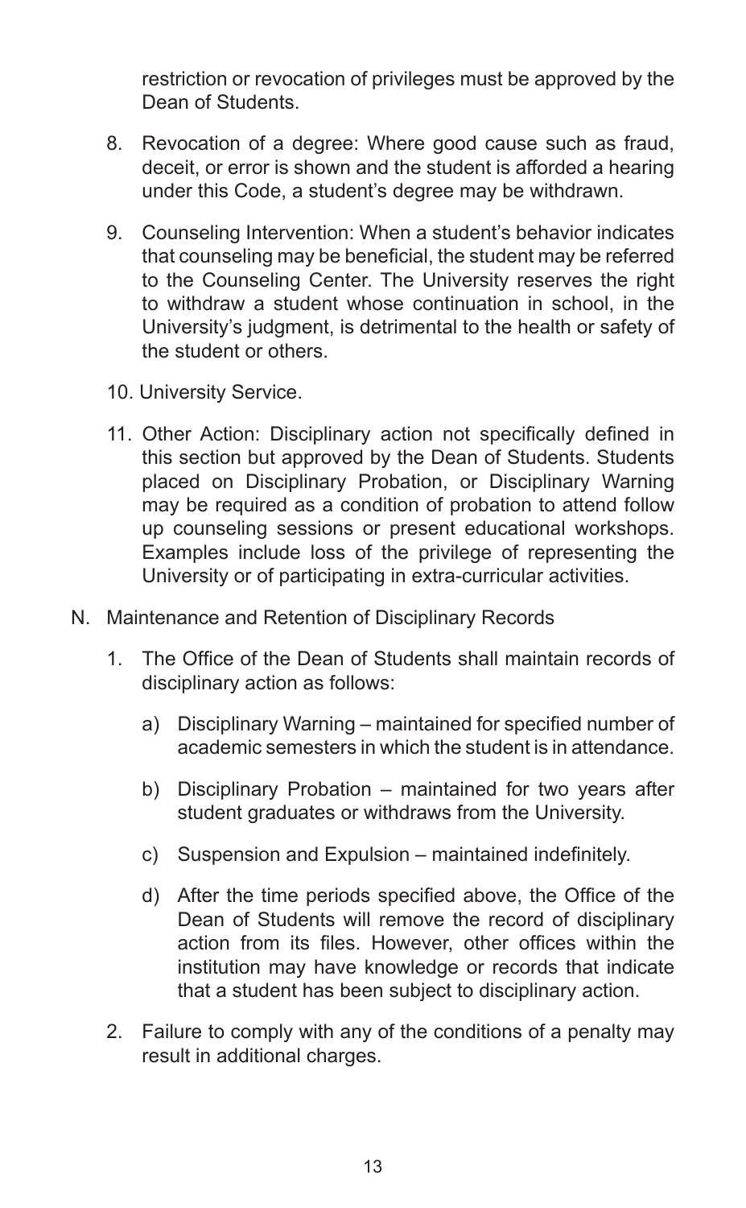restriction or revocation of privileges must be approved by the Dean of Students.

8. Revocation of a degree: Where good cause such as fraud, deceit, or error is shown and the student is afforded a hearing under this Code, a student's degree may be withdrawn.

9. Counseling Intervention: When a student's behavior indicates that counseling may be beneficial, the student may be referred to the Counseling Center. The University reserves the right to withdraw a student whose continuation in school, in the University's judgment, is detrimental to the health or safety of the student or others.

10. University Service.

11. Other Action: Disciplinary action not specifically defined in this section but approved by the Dean of Students. Students placed on Disciplinary Probation, or Disciplinary Warning may be required as a condition of probation to attend follow up counseling sessions or present educational workshops. Examples include loss of the privilege of representing the University or of participating in extra-curricular activities.

N. Maintenance and Retention of Disciplinary Records

1. The Office of the Dean of Students shall maintain records of disciplinary action as follows:

   a) Disciplinary Warning – maintained for specified number of academic semesters in which the student is in attendance.

   b) Disciplinary Probation – maintained for two years after student graduates or withdraws from the University.

   c) Suspension and Expulsion – maintained indefinitely.

   d) After the time periods specified above, the Office of the Dean of Students will remove the record of disciplinary action from its files. However, other offices within the institution may have knowledge or records that indicate that a student has been subject to disciplinary action.

2. Failure to comply with any of the conditions of a penalty may result in additional charges.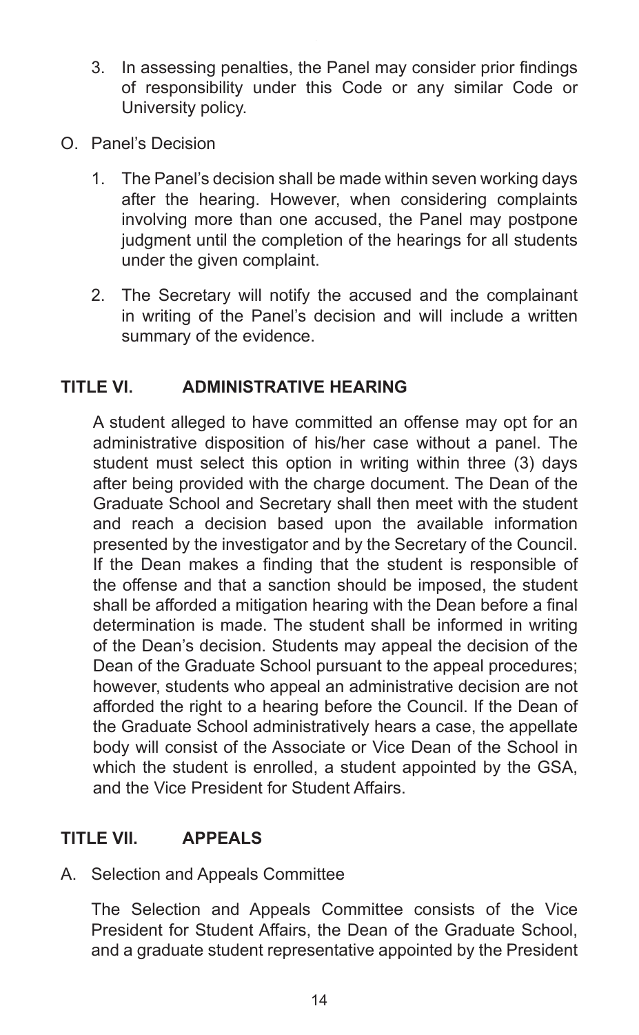3. In assessing penalties, the Panel may consider prior findings of responsibility under this Code or any similar Code or University policy.

O. Panel's Decision

1. The Panel's decision shall be made within seven working days after the hearing. However, when considering complaints involving more than one accused, the Panel may postpone judgment until the completion of the hearings for all students under the given complaint.

2. The Secretary will notify the accused and the complainant in writing of the Panel's decision and will include a written summary of the evidence.

## TITLE VI. ADMINISTRATIVE HEARING

A student alleged to have committed an offense may opt for an administrative disposition of his/her case without a panel. The student must select this option in writing within three (3) days after being provided with the charge document. The Dean of the Graduate School and Secretary shall then meet with the student and reach a decision based upon the available information presented by the investigator and by the Secretary of the Council. If the Dean makes a finding that the student is responsible of the offense and that a sanction should be imposed, the student shall be afforded a mitigation hearing with the Dean before a final determination is made. The student shall be informed in writing of the Dean's decision. Students may appeal the decision of the Dean of the Graduate School pursuant to the appeal procedures; however, students who appeal an administrative decision are not afforded the right to a hearing before the Council. If the Dean of the Graduate School administratively hears a case, the appellate body will consist of the Associate or Vice Dean of the School in which the student is enrolled, a student appointed by the GSA, and the Vice President for Student Affairs.

## TITLE VII. APPEALS

A. Selection and Appeals Committee

The Selection and Appeals Committee consists of the Vice President for Student Affairs, the Dean of the Graduate School, and a graduate student representative appointed by the President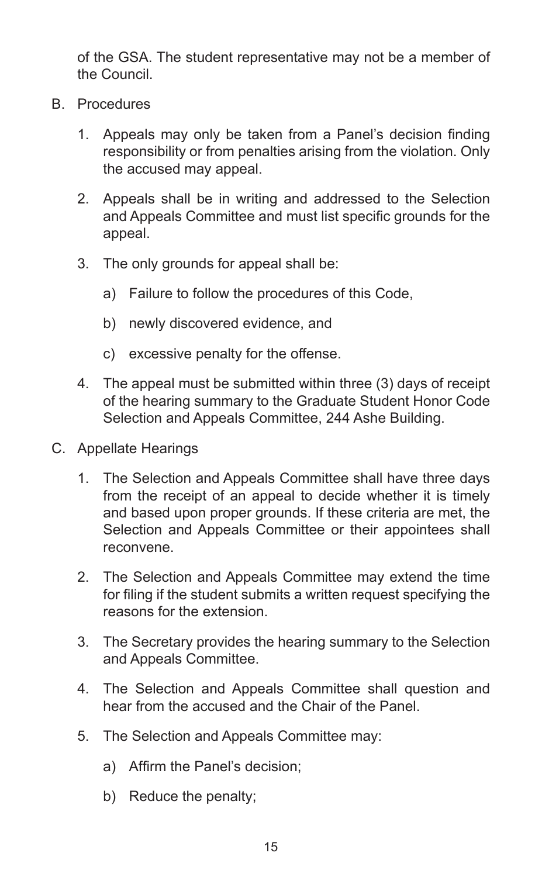of the GSA. The student representative may not be a member of the Council.

B. Procedures

   1. Appeals may only be taken from a Panel's decision finding responsibility or from penalties arising from the violation. Only the accused may appeal.

   2. Appeals shall be in writing and addressed to the Selection and Appeals Committee and must list specific grounds for the appeal.

   3. The only grounds for appeal shall be:

      a) Failure to follow the procedures of this Code,

      b) newly discovered evidence, and

      c) excessive penalty for the offense.

   4. The appeal must be submitted within three (3) days of receipt of the hearing summary to the Graduate Student Honor Code Selection and Appeals Committee, 244 Ashe Building.

C. Appellate Hearings

   1. The Selection and Appeals Committee shall have three days from the receipt of an appeal to decide whether it is timely and based upon proper grounds. If these criteria are met, the Selection and Appeals Committee or their appointees shall reconvene.

   2. The Selection and Appeals Committee may extend the time for filing if the student submits a written request specifying the reasons for the extension.

   3. The Secretary provides the hearing summary to the Selection and Appeals Committee.

   4. The Selection and Appeals Committee shall question and hear from the accused and the Chair of the Panel.

   5. The Selection and Appeals Committee may:

      a) Affirm the Panel's decision;

      b) Reduce the penalty;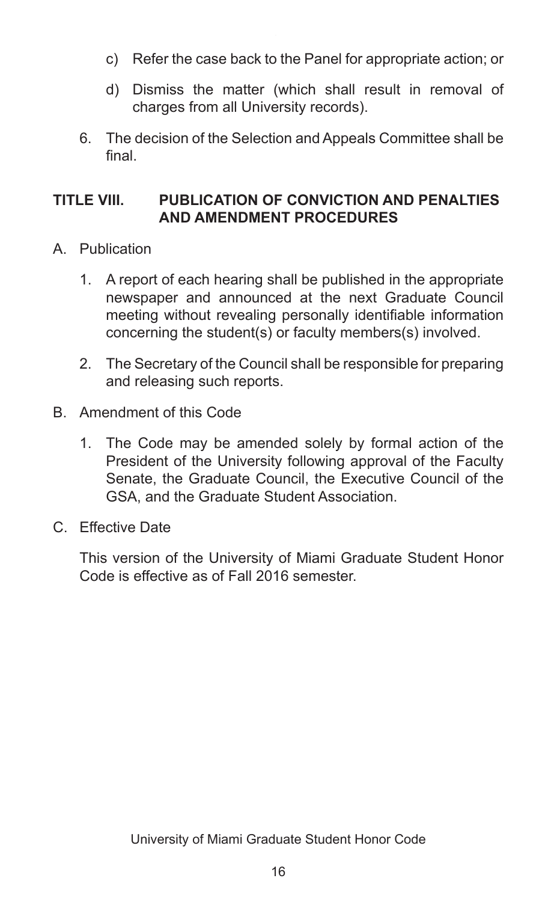c) Refer the case back to the Panel for appropriate action; or

d) Dismiss the matter (which shall result in removal of charges from all University records).

6. The decision of the Selection and Appeals Committee shall be final.

## TITLE VIII. PUBLICATION OF CONVICTION AND PENALTIES AND AMENDMENT PROCEDURES

A. Publication

1. A report of each hearing shall be published in the appropriate newspaper and announced at the next Graduate Council meeting without revealing personally identifiable information concerning the student(s) or faculty members(s) involved.

2. The Secretary of the Council shall be responsible for preparing and releasing such reports.

B. Amendment of this Code

1. The Code may be amended solely by formal action of the President of the University following approval of the Faculty Senate, the Graduate Council, the Executive Council of the GSA, and the Graduate Student Association.

C. Effective Date

This version of the University of Miami Graduate Student Honor Code is effective as of Fall 2016 semester.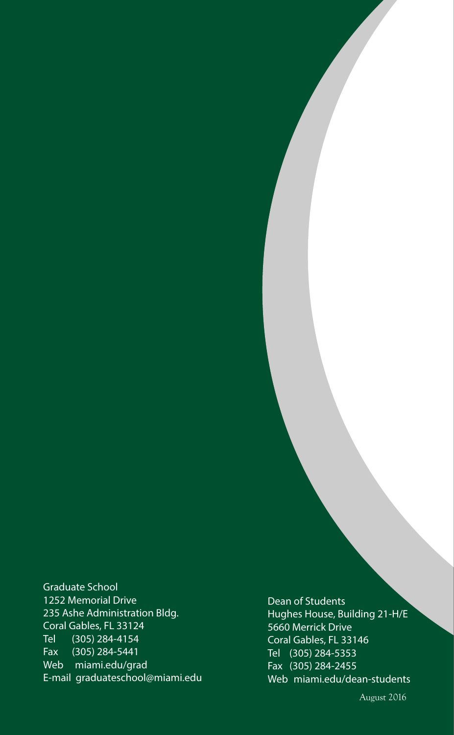Graduate School
1252 Memorial Drive
235 Ashe Administration Bldg.
Coral Gables, FL 33124
Tel (305) 284-4154
Fax (305) 284-5441
Web miami.edu/grad
E-mail graduateschool@miami.edu

Dean of Students
Hughes House, Building 21-H/E
5660 Merrick Drive
Coral Gables, FL 33146
Tel (305) 284-5353
Fax (305) 284-2455
Web miami.edu/dean-students

August 2016